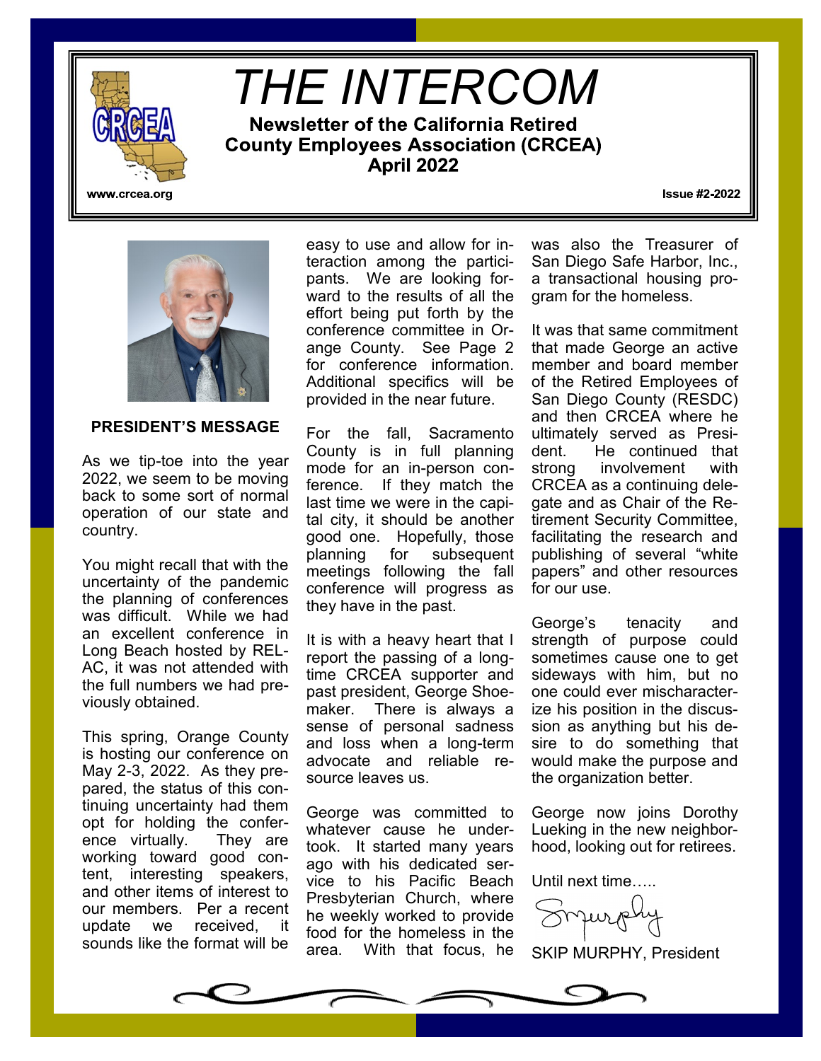# THE INTERCOM

**Newsletter of the California Retired County Employees Association (CRCEA)**
**April 2022**

www.crcea.org

**Issue #2-2022**

## PRESIDENT'S MESSAGE

As we tip-toe into the year 2022, we seem to be moving back to some sort of normal operation of our state and country.

You might recall that with the uncertainty of the pandemic the planning of conferences was difficult. While we had an excellent conference in Long Beach hosted by REL-AC, it was not attended with the full numbers we had previously obtained.

This spring, Orange County is hosting our conference on May 2-3, 2022. As they prepared, the status of this continuing uncertainty had them opt for holding the conference virtually. They are working toward good content, interesting speakers, and other items of interest to our members. Per a recent update we received, it sounds like the format will be easy to use and allow for interaction among the participants. We are looking forward to the results of all the effort being put forth by the conference committee in Orange County. See Page 2 for conference information. Additional specifics will be provided in the near future.

For the fall, Sacramento County is in full planning mode for an in-person conference. If they match the last time we were in the capital city, it should be another good one. Hopefully, those planning for subsequent meetings following the fall conference will progress as they have in the past.

It is with a heavy heart that I report the passing of a long-time CRCEA supporter and past president, George Shoemaker. There is always a sense of personal sadness and loss when a long-term advocate and reliable resource leaves us.

George was committed to whatever cause he undertook. It started many years ago with his dedicated service to his Pacific Beach Presbyterian Church, where he weekly worked to provide food for the homeless in the area. With that focus, he was also the Treasurer of San Diego Safe Harbor, Inc., a transactional housing program for the homeless.

It was that same commitment that made George an active member and board member of the Retired Employees of San Diego County (RESDC) and then CRCEA where he ultimately served as President. He continued that strong involvement with CRCEA as a continuing delegate and as Chair of the Retirement Security Committee, facilitating the research and publishing of several "white papers" and other resources for our use.

George's tenacity and strength of purpose could sometimes cause one to get sideways with him, but no one could ever mischaracterize his position in the discussion as anything but his desire to do something that would make the purpose and the organization better.

George now joins Dorothy Lueking in the new neighborhood, looking out for retirees.

Until next time…..

SKIP MURPHY, President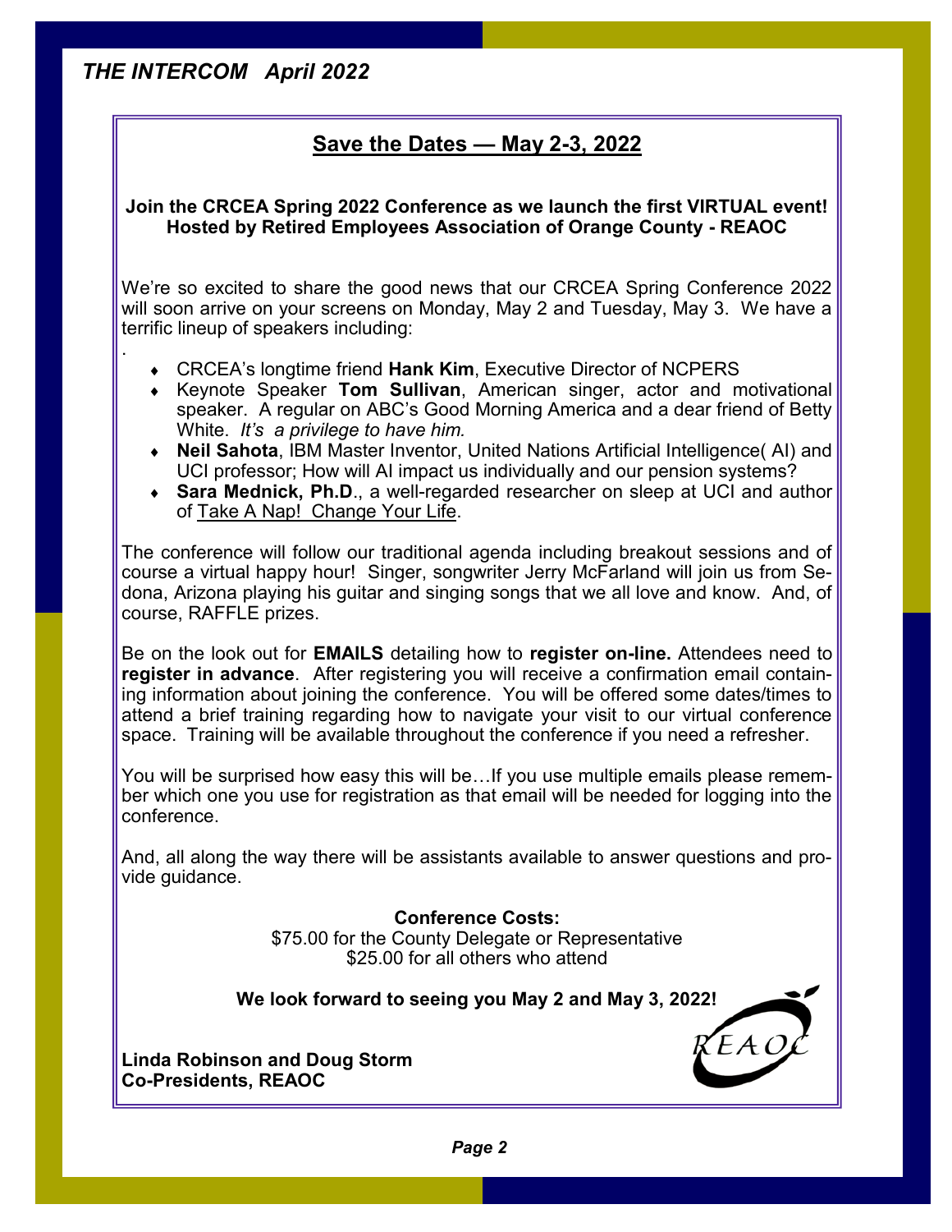## Save the Dates — May 2-3, 2022

**Join the CRCEA Spring 2022 Conference as we launch the first VIRTUAL event!**
**Hosted by Retired Employees Association of Orange County - REAOC**

We're so excited to share the good news that our CRCEA Spring Conference 2022 will soon arrive on your screens on Monday, May 2 and Tuesday, May 3. We have a terrific lineup of speakers including:

- CRCEA's longtime friend **Hank Kim**, Executive Director of NCPERS
- Keynote Speaker **Tom Sullivan**, American singer, actor and motivational speaker. A regular on ABC's Good Morning America and a dear friend of Betty White. *It's a privilege to have him.*
- **Neil Sahota**, IBM Master Inventor, United Nations Artificial Intelligence( AI) and UCI professor; How will AI impact us individually and our pension systems?
- **Sara Mednick, Ph.D**., a well-regarded researcher on sleep at UCI and author of Take A Nap! Change Your Life.

The conference will follow our traditional agenda including breakout sessions and of course a virtual happy hour! Singer, songwriter Jerry McFarland will join us from Sedona, Arizona playing his guitar and singing songs that we all love and know. And, of course, RAFFLE prizes.

Be on the look out for **EMAILS** detailing how to **register on-line.** Attendees need to **register in advance**. After registering you will receive a confirmation email containing information about joining the conference. You will be offered some dates/times to attend a brief training regarding how to navigate your visit to our virtual conference space. Training will be available throughout the conference if you need a refresher.

You will be surprised how easy this will be…If you use multiple emails please remember which one you use for registration as that email will be needed for logging into the conference.

And, all along the way there will be assistants available to answer questions and provide guidance.

**Conference Costs:**
$75.00 for the County Delegate or Representative
$25.00 for all others who attend

**We look forward to seeing you May 2 and May 3, 2022!**

**Linda Robinson and Doug Storm**
**Co-Presidents, REAOC**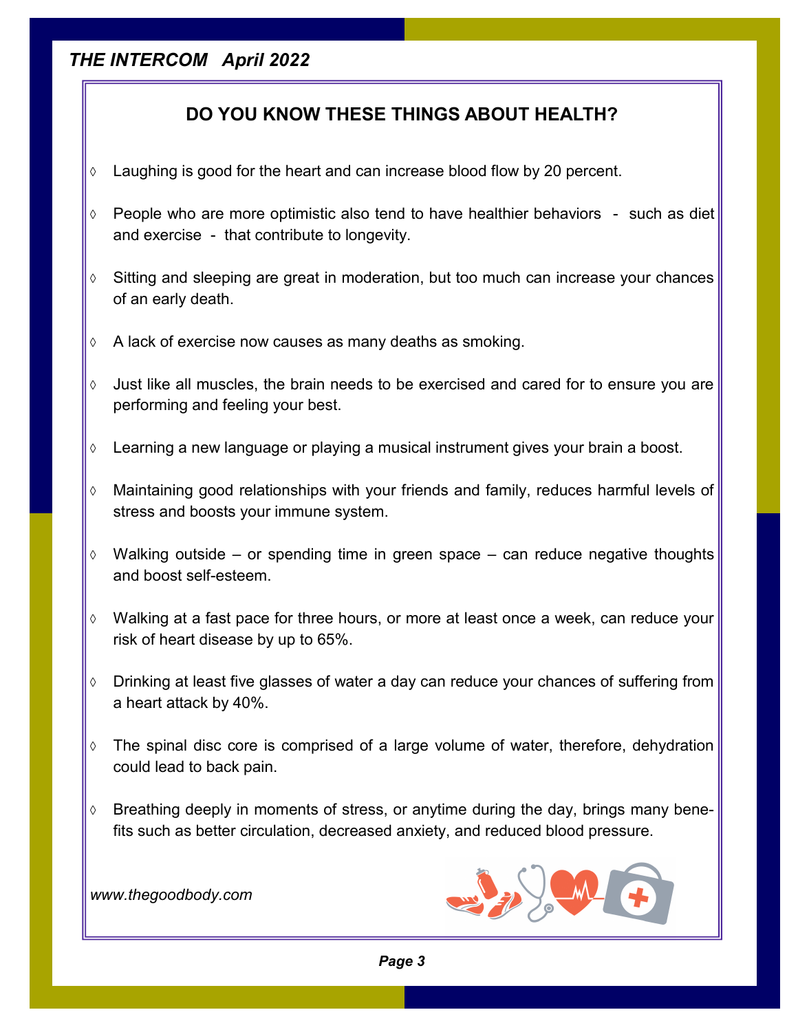## DO YOU KNOW THESE THINGS ABOUT HEALTH?

- Laughing is good for the heart and can increase blood flow by 20 percent.
- People who are more optimistic also tend to have healthier behaviors - such as diet and exercise - that contribute to longevity.
- Sitting and sleeping are great in moderation, but too much can increase your chances of an early death.
- A lack of exercise now causes as many deaths as smoking.
- Just like all muscles, the brain needs to be exercised and cared for to ensure you are performing and feeling your best.
- Learning a new language or playing a musical instrument gives your brain a boost.
- Maintaining good relationships with your friends and family, reduces harmful levels of stress and boosts your immune system.
- Walking outside – or spending time in green space – can reduce negative thoughts and boost self-esteem.
- Walking at a fast pace for three hours, or more at least once a week, can reduce your risk of heart disease by up to 65%.
- Drinking at least five glasses of water a day can reduce your chances of suffering from a heart attack by 40%.
- The spinal disc core is comprised of a large volume of water, therefore, dehydration could lead to back pain.
- Breathing deeply in moments of stress, or anytime during the day, brings many benefits such as better circulation, decreased anxiety, and reduced blood pressure.

*www.thegoodbody.com*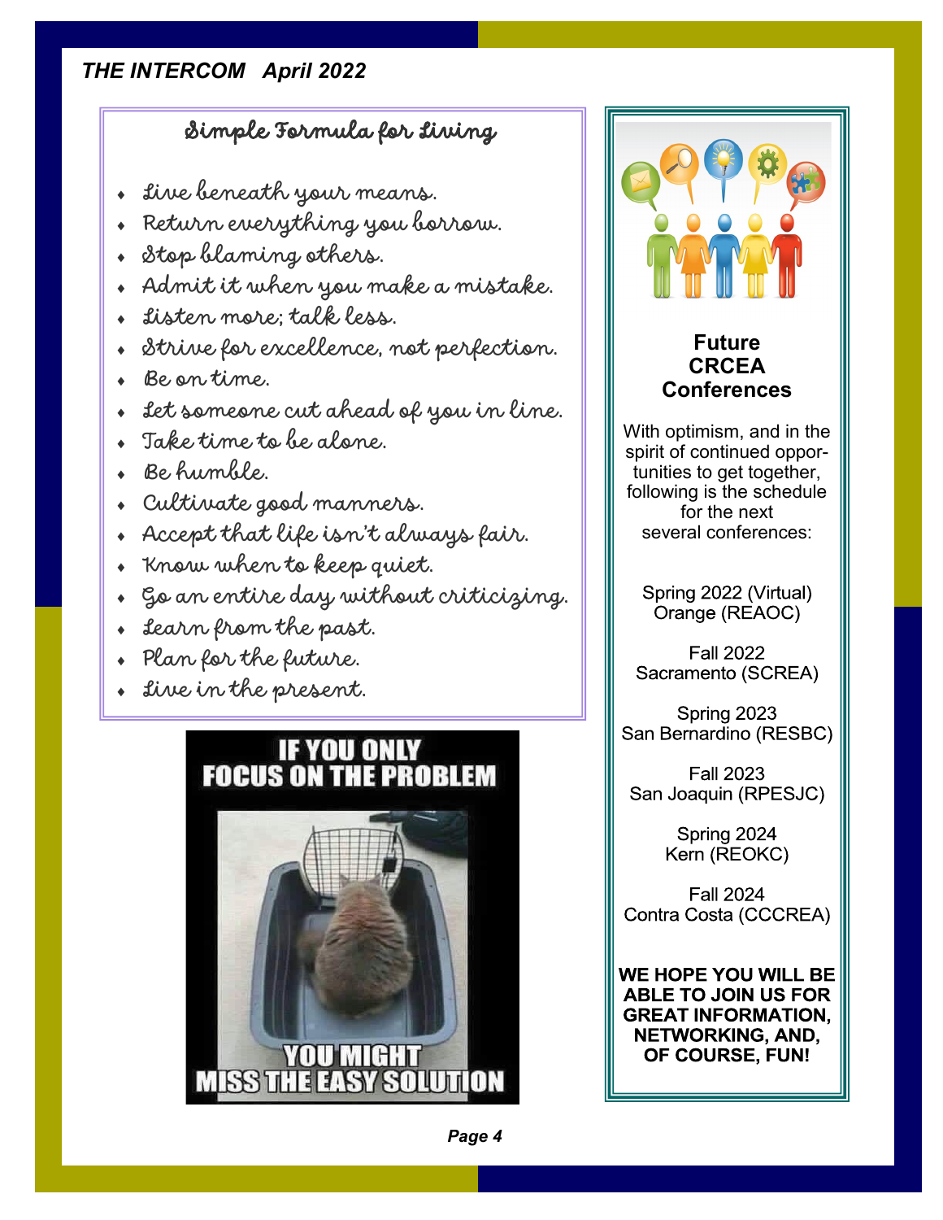## Simple Formula for Living

- Live beneath your means.
- Return everything you borrow.
- Stop blaming others.
- Admit it when you make a mistake.
- Listen more; talk less.
- Strive for excellence, not perfection.
- Be on time.
- Let someone cut ahead of you in line.
- Take time to be alone.
- Be humble.
- Cultivate good manners.
- Accept that life isn't always fair.
- Know when to keep quiet.
- Go an entire day without criticizing.
- Learn from the past.
- Plan for the future.
- Live in the present.

IF YOU ONLY FOCUS ON THE PROBLEM

YOU MIGHT MISS THE EASY SOLUTION

## Future CRCEA Conferences

With optimism, and in the spirit of continued opportunities to get together, following is the schedule for the next several conferences:

Spring 2022 (Virtual)
Orange (REAOC)

Fall 2022
Sacramento (SCREA)

Spring 2023
San Bernardino (RESBC)

Fall 2023
San Joaquin (RPESJC)

Spring 2024
Kern (REOKC)

Fall 2024
Contra Costa (CCCREA)

**WE HOPE YOU WILL BE ABLE TO JOIN US FOR GREAT INFORMATION, NETWORKING, AND, OF COURSE, FUN!**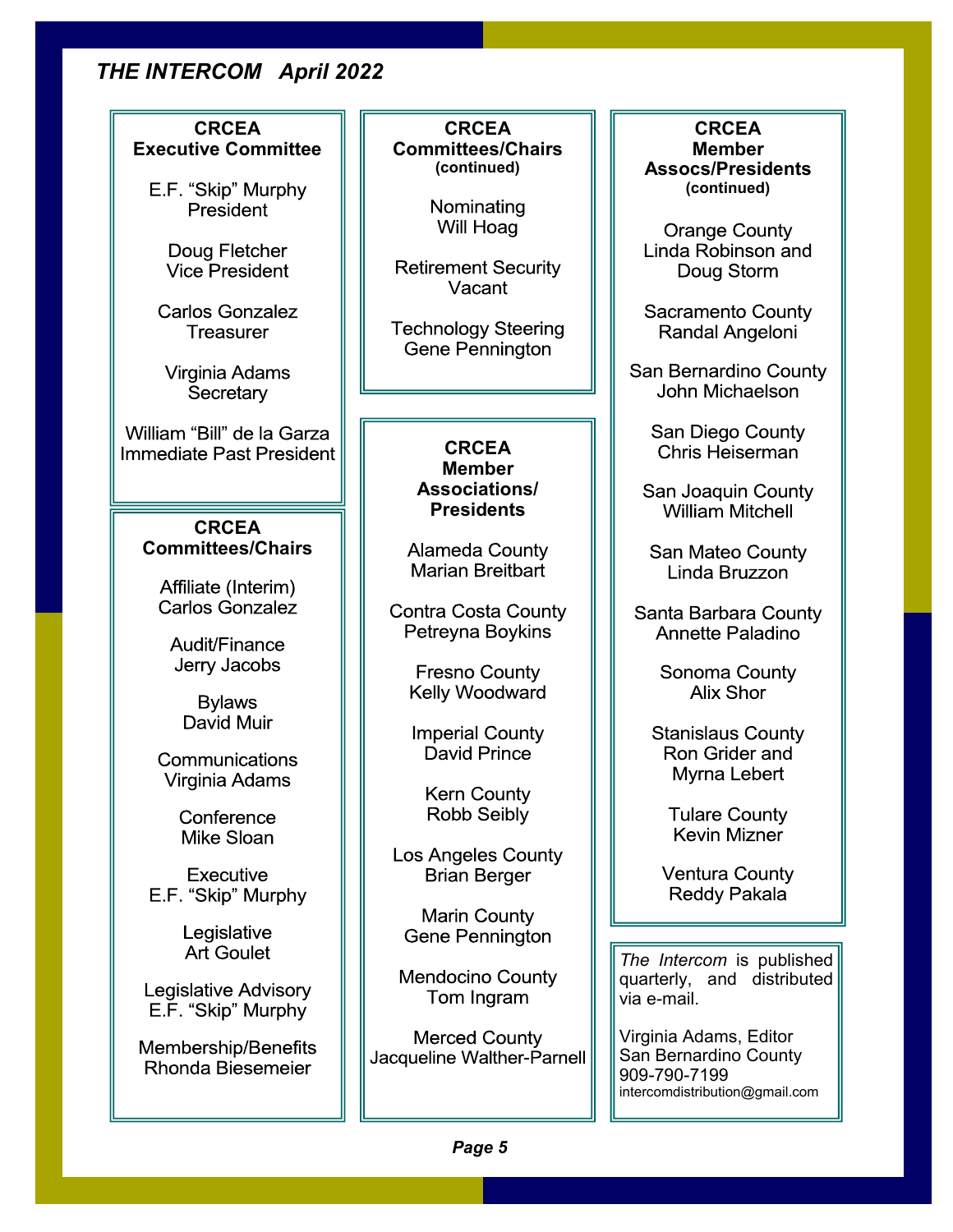**CRCEA**
**Executive Committee**

E.F. "Skip" Murphy
President

Doug Fletcher
Vice President

Carlos Gonzalez
Treasurer

Virginia Adams
Secretary

William "Bill" de la Garza
Immediate Past President

**CRCEA**
**Committees/Chairs**

Affiliate (Interim)
Carlos Gonzalez

Audit/Finance
Jerry Jacobs

Bylaws
David Muir

Communications
Virginia Adams

Conference
Mike Sloan

Executive
E.F. "Skip" Murphy

Legislative
Art Goulet

Legislative Advisory
E.F. "Skip" Murphy

Membership/Benefits
Rhonda Biesemeier

**CRCEA**
**Committees/Chairs**
**(continued)**

Nominating
Will Hoag

Retirement Security
Vacant

Technology Steering
Gene Pennington

**CRCEA**
**Member**
**Associations/**
**Presidents**

Alameda County
Marian Breitbart

Contra Costa County
Petreyna Boykins

Fresno County
Kelly Woodward

Imperial County
David Prince

Kern County
Robb Seibly

Los Angeles County
Brian Berger

Marin County
Gene Pennington

Mendocino County
Tom Ingram

Merced County
Jacqueline Walther-Parnell

**CRCEA**
**Member**
**Assocs/Presidents**
**(continued)**

Orange County
Linda Robinson and
Doug Storm

Sacramento County
Randal Angeloni

San Bernardino County
John Michaelson

San Diego County
Chris Heiserman

San Joaquin County
William Mitchell

San Mateo County
Linda Bruzzon

Santa Barbara County
Annette Paladino

Sonoma County
Alix Shor

Stanislaus County
Ron Grider and
Myrna Lebert

Tulare County
Kevin Mizner

Ventura County
Reddy Pakala

*The Intercom* is published quarterly, and distributed via e-mail.

Virginia Adams, Editor
San Bernardino County
909-790-7199
intercomdistribution@gmail.com